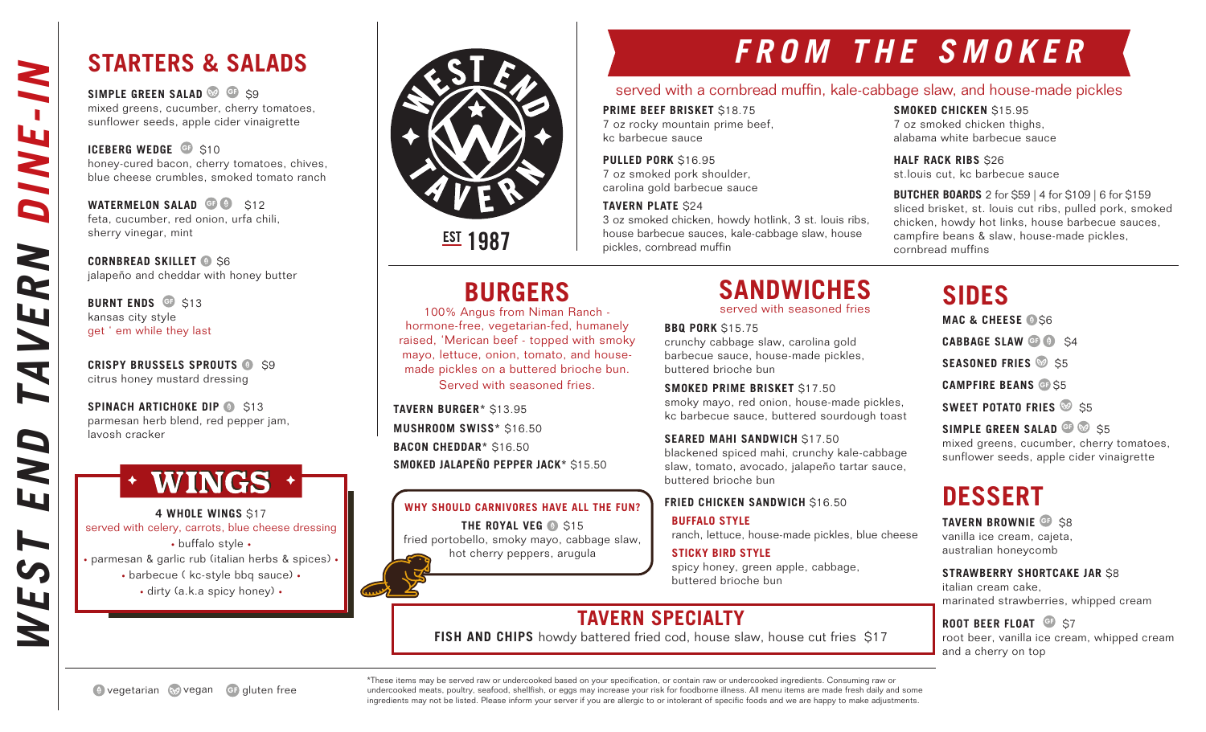# WEST END TAVERN DINE-IN

WEST END TAVERN
EST 1987

## STARTERS & SALADS

**SIMPLE GREEN SALAD** (vegan) (GF) $9
mixed greens, cucumber, cherry tomatoes, sunflower seeds, apple cider vinaigrette

**ICEBERG WEDGE** (GF) $10
honey-cured bacon, cherry tomatoes, chives, blue cheese crumbles, smoked tomato ranch

**WATERMELON SALAD** (GF) (vegetarian) $12
feta, cucumber, red onion, urfa chili, sherry vinegar, mint

**CORNBREAD SKILLET** (vegetarian) $6
jalapeño and cheddar with honey butter

**BURNT ENDS** (GF) $13
kansas city style
get ' em while they last

**CRISPY BRUSSELS SPROUTS** (vegetarian) $9
citrus honey mustard dressing

**SPINACH ARTICHOKE DIP** (vegetarian) $13
parmesan herb blend, red pepper jam, lavosh cracker

## WINGS

**4 WHOLE WINGS** $17
served with celery, carrots, blue cheese dressing
- buffalo style
- parmesan & garlic rub (italian herbs & spices)
- barbecue ( kc-style bbq sauce)
- dirty (a.k.a spicy honey)

## FROM THE SMOKER

served with a cornbread muffin, kale-cabbage slaw, and house-made pickles

**PRIME BEEF BRISKET** $18.75
7 oz rocky mountain prime beef, kc barbecue sauce

**PULLED PORK** $16.95
7 oz smoked pork shoulder, carolina gold barbecue sauce

**TAVERN PLATE** $24
3 oz smoked chicken, howdy hotlink, 3 st. louis ribs, house barbecue sauces, kale-cabbage slaw, house pickles, cornbread muffin

**SMOKED CHICKEN** $15.95
7 oz smoked chicken thighs, alabama white barbecue sauce

**HALF RACK RIBS** $26
st.louis cut, kc barbecue sauce

**BUTCHER BOARDS** 2 for $59 | 4 for $109 | 6 for $159
sliced brisket, st. louis cut ribs, pulled pork, smoked chicken, howdy hot links, house barbecue sauces, campfire beans & slaw, house-made pickles, cornbread muffins

## BURGERS

100% Angus from Niman Ranch - hormone-free, vegetarian-fed, humanely raised, 'Merican beef - topped with smoky mayo, lettuce, onion, tomato, and house-made pickles on a buttered brioche bun. Served with seasoned fries.

**TAVERN BURGER*** $13.95
**MUSHROOM SWISS*** $16.50
**BACON CHEDDAR*** $16.50
**SMOKED JALAPEÑO PEPPER JACK*** $15.50

**WHY SHOULD CARNIVORES HAVE ALL THE FUN?**

**THE ROYAL VEG** (vegetarian) $15
fried portobello, smoky mayo, cabbage slaw, hot cherry peppers, arugula

## SANDWICHES

served with seasoned fries

**BBQ PORK** $15.75
crunchy cabbage slaw, carolina gold barbecue sauce, house-made pickles, buttered brioche bun

**SMOKED PRIME BRISKET** $17.50
smoky mayo, red onion, house-made pickles, kc barbecue sauce, buttered sourdough toast

**SEARED MAHI SANDWICH** $17.50
blackened spiced mahi, crunchy kale-cabbage slaw, tomato, avocado, jalapeño tartar sauce, buttered brioche bun

**FRIED CHICKEN SANDWICH** $16.50

**BUFFALO STYLE**
ranch, lettuce, house-made pickles, blue cheese

**STICKY BIRD STYLE**
spicy honey, green apple, cabbage, buttered brioche bun

## TAVERN SPECIALTY

**FISH AND CHIPS** howdy battered fried cod, house slaw, house cut fries $17

## SIDES

**MAC & CHEESE** (vegetarian) $6
**CABBAGE SLAW** (GF) (vegetarian) $4
**SEASONED FRIES** (vegan) $5
**CAMPFIRE BEANS** (GF) $5
**SWEET POTATO FRIES** (vegan) $5
**SIMPLE GREEN SALAD** (GF) (vegan) $5
mixed greens, cucumber, cherry tomatoes, sunflower seeds, apple cider vinaigrette

## DESSERT

**TAVERN BROWNIE** (GF) $8
vanilla ice cream, cajeta, australian honeycomb

**STRAWBERRY SHORTCAKE JAR** $8
italian cream cake, marinated strawberries, whipped cream

**ROOT BEER FLOAT** (GF) $7
root beer, vanilla ice cream, whipped cream and a cherry on top

(vegetarian) vegetarian (vegan) vegan (GF) gluten free

*These items may be served raw or undercooked based on your specification, or contain raw or undercooked ingredients. Consuming raw or undercooked meats, poultry, seafood, shellfish, or eggs may increase your risk for foodborne illness. All menu items are made fresh daily and some ingredients may not be listed. Please inform your server if you are allergic to or intolerant of specific foods and we are happy to make adjustments.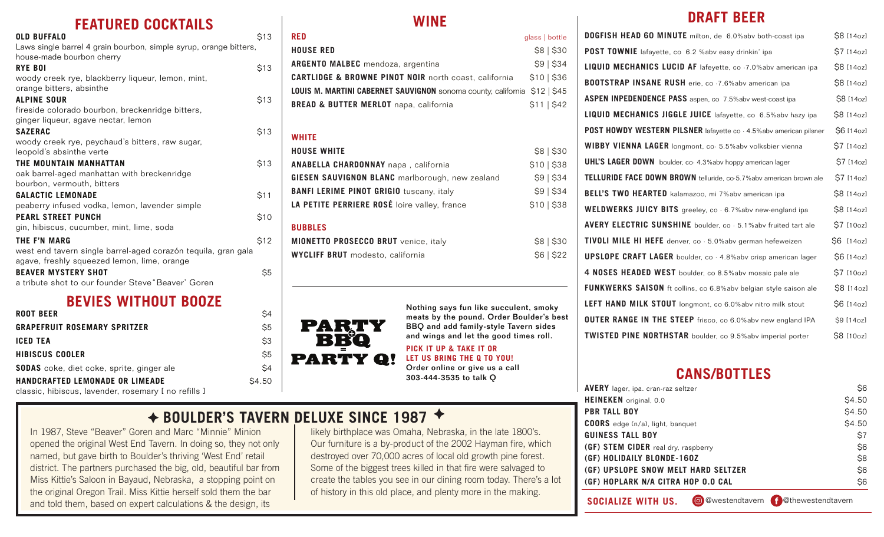## FEATURED COCKTAILS

**OLD BUFFALO** $13
Laws single barrel 4 grain bourbon, simple syrup, orange bitters, house-made bourbon cherry

**RYE BOI** $13
woody creek rye, blackberry liqueur, lemon, mint, orange bitters, absinthe

**ALPINE SOUR** $13
fireside colorado bourbon, breckenridge bitters, ginger liqueur, agave nectar, lemon

**SAZERAC** $13
woody creek rye, peychaud's bitters, raw sugar, leopold's absinthe verte

**THE MOUNTAIN MANHATTAN** $13
oak barrel-aged manhattan with breckenridge bourbon, vermouth, bitters

**GALACTIC LEMONADE** $11
peaberry infused vodka, lemon, lavender simple

**PEARL STREET PUNCH** $10
gin, hibiscus, cucumber, mint, lime, soda

**THE F'N MARG** $12
west end tavern single barrel-aged corazón tequila, gran gala agave, freshly squeezed lemon, lime, orange

**BEAVER MYSTERY SHOT** $5
a tribute shot to our founder Steve "Beaver" Goren

## BEVIES WITHOUT BOOZE

| | |
|---|---|
| **ROOT BEER** | $4 |
| **GRAPEFRUIT ROSEMARY SPRITZER** | $5 |
| **ICED TEA** | $3 |
| **HIBISCUS COOLER** | $5 |
| **SODAS** coke, diet coke, sprite, ginger ale | $4 |
| **HANDCRAFTED LEMONADE OR LIMEADE** classic, hibiscus, lavender, rosemary [ no refills ] | $4.50 |

## WINE

| **RED** | glass \| bottle |
|---|---|
| **HOUSE RED** | $8 \| $30 |
| **ARGENTO MALBEC** mendoza, argentina | $9 \| $34 |
| **CARTLIDGE & BROWNE PINOT NOIR** north coast, california | $10 \| $36 |
| **LOUIS M. MARTINI CABERNET SAUVIGNON** sonoma county, california | $12 \| $45 |
| **BREAD & BUTTER MERLOT** napa, california | $11 \| $42 |

| **WHITE** | |
|---|---|
| **HOUSE WHITE** | $8 \| $30 |
| **ANABELLA CHARDONNAY** napa , california | $10 \| $38 |
| **GIESEN SAUVIGNON BLANC** marlborough, new zealand | $9 \| $34 |
| **BANFI LERIME PINOT GRIGIO** tuscany, italy | $9 \| $34 |
| **LA PETITE PERRIERE ROSÉ** loire valley, france | $10 \| $38 |

| **BUBBLES** | |
|---|---|
| **MIONETTO PROSECCO BRUT** venice, italy | $8 \| $30 |
| **WYCLIFF BRUT** modesto, california | $6 \| $22 |

**PARTY BBQ = PARTY Q!**

Nothing says fun like succulent, smoky meats by the pound. Order Boulder's best BBQ and add family-style Tavern sides and wings and let the good times roll.

**PICK IT UP & TAKE IT OR LET US BRING THE Q TO YOU!**
Order online or give us a call 303-444-3535 to talk Q

## DRAFT BEER

| | |
|---|---|
| **DOGFISH HEAD 60 MINUTE** milton, de 6.0%abv both-coast ipa | $8 [14oz] |
| **POST TOWNIE** lafayette, co 6.2 %abv easy drinkin' ipa | $7 [14oz] |
| **LIQUID MECHANICS LUCID AF** lafeyette, co ·7.0%abv american ipa | $8 [14oz] |
| **BOOTSTRAP INSANE RUSH** erie, co ·7.6%abv american ipa | $8 [14oz] |
| **ASPEN INPEDENDENCE PASS** aspen, co 7.5%abv west-coast ipa | $8 [14oz] |
| **LIQUID MECHANICS JIGGLE JUICE** lafayette, co 6.5%abv hazy ipa | $8 [14oz] |
| **POST HOWDY WESTERN PILSNER** lafayette co · 4.5%abv american pilsner | $6 [14oz] |
| **WIBBY VIENNA LAGER** longmont, co· 5.5%abv volksbier vienna | $7 [14oz] |
| **UHL'S LAGER DOWN** boulder, co· 4.3%abv hoppy american lager | $7 [14oz] |
| **TELLURIDE FACE DOWN BROWN** telluride, co·5.7%abv american brown ale | $7 [14oz] |
| **BELL'S TWO HEARTED** kalamazoo, mi 7%abv american ipa | $8 [14oz] |
| **WELDWERKS JUICY BITS** greeley, co · 6.7%abv new-england ipa | $8 [14oz] |
| **AVERY ELECTRIC SUNSHINE** boulder, co · 5.1%abv fruited tart ale | $7 [10oz] |
| **TIVOLI MILE HI HEFE** denver, co · 5.0%abv german hefeweizen | $6 [14oz] |
| **UPSLOPE CRAFT LAGER** boulder, co · 4.8%abv crisp american lager | $6 [14oz] |
| **4 NOSES HEADED WEST** boulder, co 8.5%abv mosaic pale ale | $7 [10oz] |
| **FUNKWERKS SAISON** ft collins, co 6.8%abv belgian style saison ale | $8 [14oz] |
| **LEFT HAND MILK STOUT** longmont, co 6.0%abv nitro milk stout | $6 [14oz] |
| **OUTER RANGE IN THE STEEP** frisco, co 6.0%abv new england IPA | $9 [14oz] |
| **TWISTED PINE NORTHSTAR** boulder, co 9.5%abv imperial porter | $8 [10oz] |

## CANS/BOTTLES

| | |
|---|---|
| **AVERY** lager, ipa. cran-raz seltzer | $6 |
| **HEINEKEN** original, 0.0 | $4.50 |
| **PBR TALL BOY** | $4.50 |
| **COORS** edge (n/a), light, banquet | $4.50 |
| **GUINESS TALL BOY** | $7 |
| **(GF) STEM CIDER** real dry, raspberry | $6 |
| **(GF) HOLIDAILY BLONDE-16OZ** | $8 |
| **(GF) UPSLOPE SNOW MELT HARD SELTZER** | $6 |
| **(GF) HOPLARK N/A CITRA HOP 0.0 CAL** | $6 |

**SOCIALIZE WITH US.** @westendtavern @thewestendtavern

## ✦ BOULDER'S TAVERN DELUXE SINCE 1987 ✦

In 1987, Steve "Beaver" Goren and Marc "Minnie" Minion opened the original West End Tavern. In doing so, they not only named, but gave birth to Boulder's thriving 'West End' retail district. The partners purchased the big, old, beautiful bar from Miss Kittie's Saloon in Bayaud, Nebraska, a stopping point on the original Oregon Trail. Miss Kittie herself sold them the bar and told them, based on expert calculations & the design, its likely birthplace was Omaha, Nebraska, in the late 1800's. Our furniture is a by-product of the 2002 Hayman fire, which destroyed over 70,000 acres of local old growth pine forest. Some of the biggest trees killed in that fire were salvaged to create the tables you see in our dining room today. There's a lot of history in this old place, and plenty more in the making.